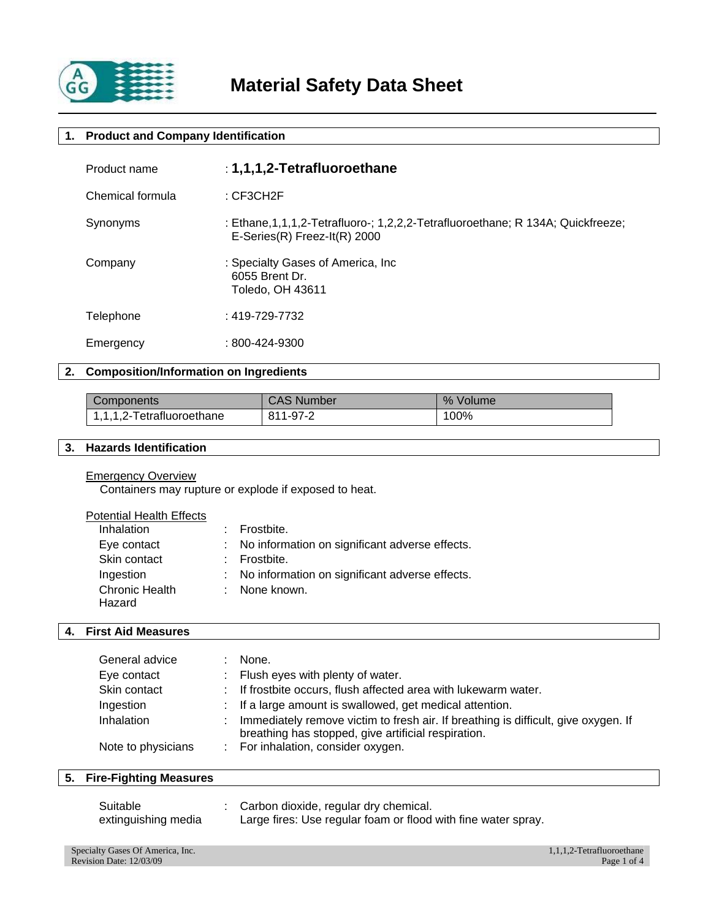# Material Safety Data Sheet

## 1. Product and Company Identification

Product name : **1,1,1,2-Tetrafluoroethane**

Chemical formula : CF3CH2F

Synonyms : Ethane,1,1,1,2-Tetrafluoro-; 1,2,2,2-Tetrafluoroethane; R 134A; Quickfreeze; E-Series(R) Freez-It(R) 2000

Company : Specialty Gases of America, Inc
6055 Brent Dr.
Toledo, OH 43611

Telephone : 419-729-7732

Emergency : 800-424-9300

## 2. Composition/Information on Ingredients

| Components | CAS Number | % Volume |
| --- | --- | --- |
| 1,1,1,2-Tetrafluoroethane | 811-97-2 | 100% |

## 3. Hazards Identification

Emergency Overview

Containers may rupture or explode if exposed to heat.

Potential Health Effects

Inhalation : Frostbite.

Eye contact : No information on significant adverse effects.

Skin contact : Frostbite.

Ingestion : No information on significant adverse effects.

Chronic Health Hazard : None known.

## 4. First Aid Measures

General advice : None.

Eye contact : Flush eyes with plenty of water.

Skin contact : If frostbite occurs, flush affected area with lukewarm water.

Ingestion : If a large amount is swallowed, get medical attention.

Inhalation : Immediately remove victim to fresh air. If breathing is difficult, give oxygen. If breathing has stopped, give artificial respiration.

Note to physicians : For inhalation, consider oxygen.

## 5. Fire-Fighting Measures

Suitable extinguishing media : Carbon dioxide, regular dry chemical.
Large fires: Use regular foam or flood with fine water spray.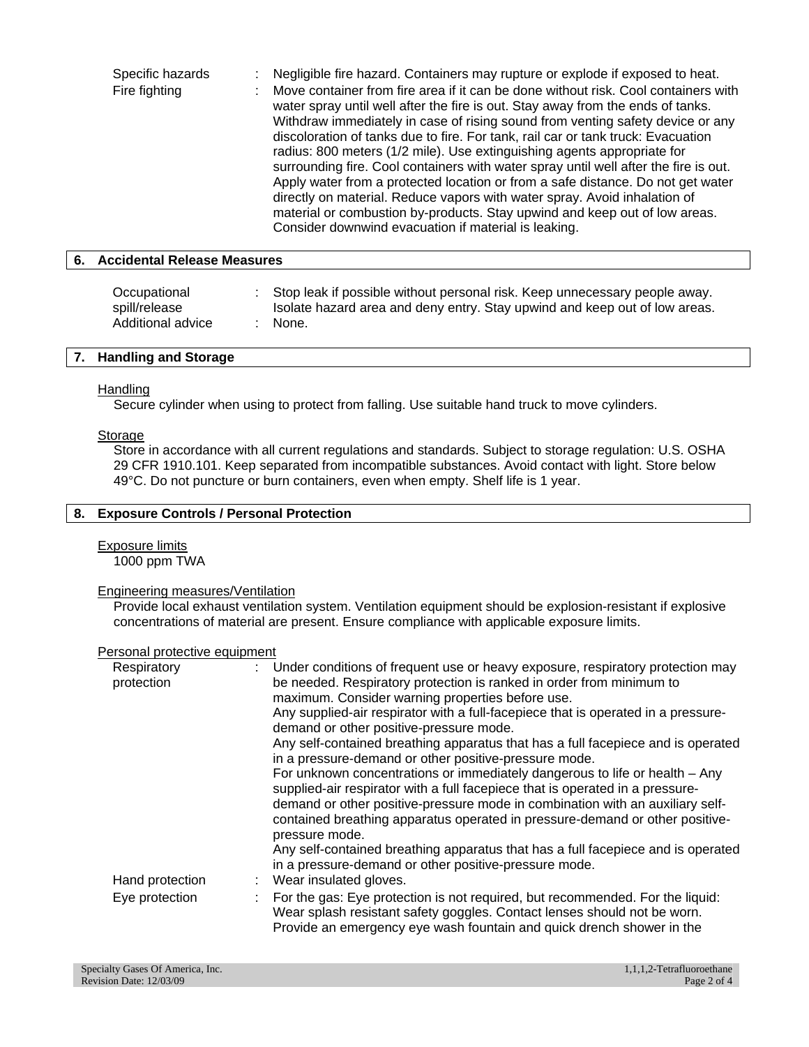| | | |
|---|---|---|
| Specific hazards | : | Negligible fire hazard. Containers may rupture or explode if exposed to heat. |
| Fire fighting | : | Move container from fire area if it can be done without risk. Cool containers with water spray until well after the fire is out. Stay away from the ends of tanks. Withdraw immediately in case of rising sound from venting safety device or any discoloration of tanks due to fire. For tank, rail car or tank truck: Evacuation radius: 800 meters (1/2 mile). Use extinguishing agents appropriate for surrounding fire. Cool containers with water spray until well after the fire is out. Apply water from a protected location or from a safe distance. Do not get water directly on material. Reduce vapors with water spray. Avoid inhalation of material or combustion by-products. Stay upwind and keep out of low areas. Consider downwind evacuation if material is leaking. |

## 6. Accidental Release Measures

| | | |
|---|---|---|
| Occupational spill/release | : | Stop leak if possible without personal risk. Keep unnecessary people away. Isolate hazard area and deny entry. Stay upwind and keep out of low areas. |
| Additional advice | : | None. |

## 7. Handling and Storage

### Handling

Secure cylinder when using to protect from falling. Use suitable hand truck to move cylinders.

### Storage

Store in accordance with all current regulations and standards. Subject to storage regulation: U.S. OSHA 29 CFR 1910.101. Keep separated from incompatible substances. Avoid contact with light. Store below 49°C. Do not puncture or burn containers, even when empty. Shelf life is 1 year.

## 8. Exposure Controls / Personal Protection

### Exposure limits

1000 ppm TWA

### Engineering measures/Ventilation

Provide local exhaust ventilation system. Ventilation equipment should be explosion-resistant if explosive concentrations of material are present. Ensure compliance with applicable exposure limits.

### Personal protective equipment

| | | |
|---|---|---|
| Respiratory protection | : | Under conditions of frequent use or heavy exposure, respiratory protection may be needed. Respiratory protection is ranked in order from minimum to maximum. Consider warning properties before use.<br>Any supplied-air respirator with a full-facepiece that is operated in a pressure-demand or other positive-pressure mode.<br>Any self-contained breathing apparatus that has a full facepiece and is operated in a pressure-demand or other positive-pressure mode.<br>For unknown concentrations or immediately dangerous to life or health – Any supplied-air respirator with a full facepiece that is operated in a pressure-demand or other positive-pressure mode in combination with an auxiliary self-contained breathing apparatus operated in pressure-demand or other positive-pressure mode.<br>Any self-contained breathing apparatus that has a full facepiece and is operated in a pressure-demand or other positive-pressure mode. |
| Hand protection | : | Wear insulated gloves. |
| Eye protection | : | For the gas: Eye protection is not required, but recommended. For the liquid: Wear splash resistant safety goggles. Contact lenses should not be worn. Provide an emergency eye wash fountain and quick drench shower in the |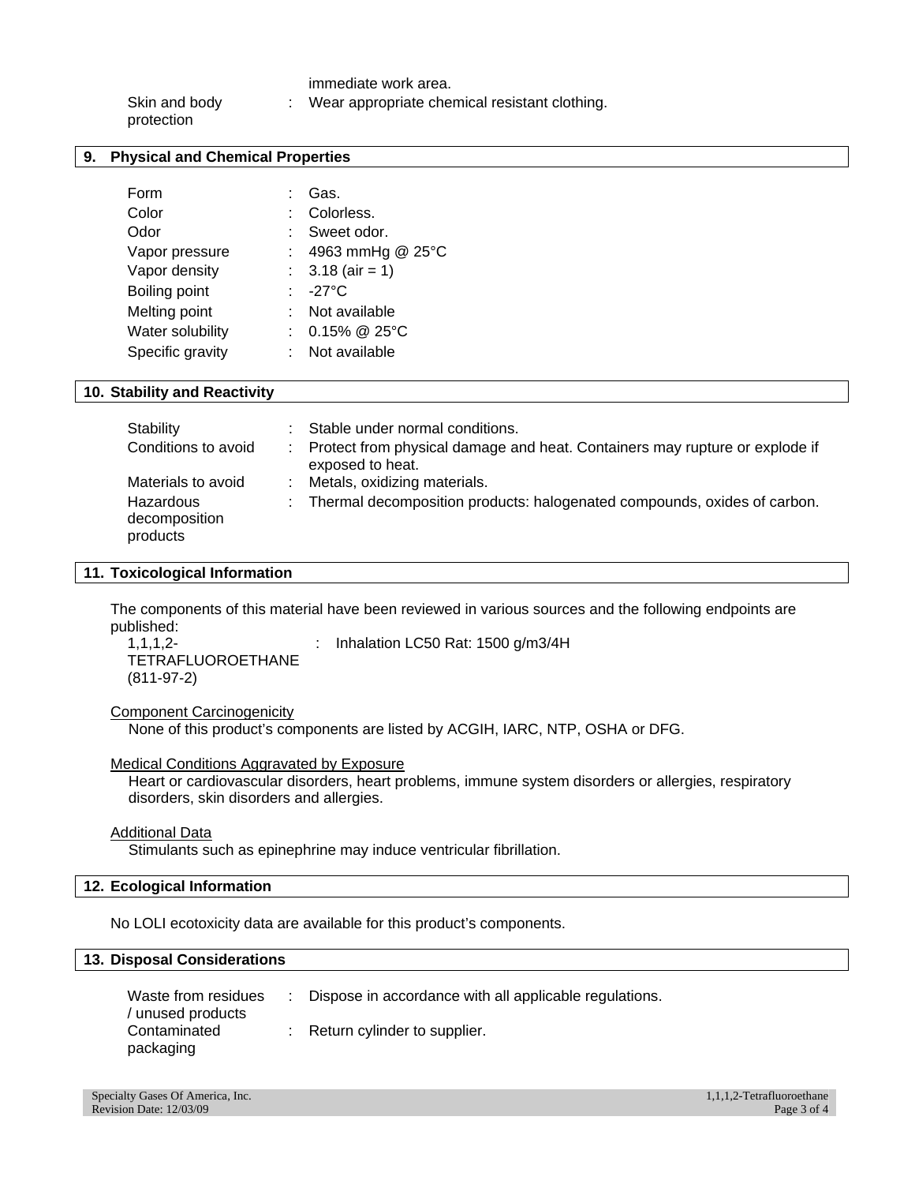| | | |
|---|---|---|
| | | immediate work area. |
| Skin and body protection | : | Wear appropriate chemical resistant clothing. |

## 9. Physical and Chemical Properties

| | | |
|---|---|---|
| Form | : | Gas. |
| Color | : | Colorless. |
| Odor | : | Sweet odor. |
| Vapor pressure | : | 4963 mmHg @ 25°C |
| Vapor density | : | 3.18 (air = 1) |
| Boiling point | : | -27°C |
| Melting point | : | Not available |
| Water solubility | : | 0.15% @ 25°C |
| Specific gravity | : | Not available |

## 10. Stability and Reactivity

| | | |
|---|---|---|
| Stability | : | Stable under normal conditions. |
| Conditions to avoid | : | Protect from physical damage and heat. Containers may rupture or explode if exposed to heat. |
| Materials to avoid | : | Metals, oxidizing materials. |
| Hazardous decomposition products | : | Thermal decomposition products: halogenated compounds, oxides of carbon. |

## 11. Toxicological Information

The components of this material have been reviewed in various sources and the following endpoints are published:

| | | |
|---|---|---|
| 1,1,1,2-TETRAFLUOROETHANE (811-97-2) | : | Inhalation LC50 Rat: 1500 g/m3/4H |

Component Carcinogenicity

None of this product's components are listed by ACGIH, IARC, NTP, OSHA or DFG.

Medical Conditions Aggravated by Exposure

Heart or cardiovascular disorders, heart problems, immune system disorders or allergies, respiratory disorders, skin disorders and allergies.

Additional Data

Stimulants such as epinephrine may induce ventricular fibrillation.

## 12. Ecological Information

No LOLI ecotoxicity data are available for this product's components.

## 13. Disposal Considerations

| | | |
|---|---|---|
| Waste from residues / unused products | : | Dispose in accordance with all applicable regulations. |
| Contaminated packaging | : | Return cylinder to supplier. |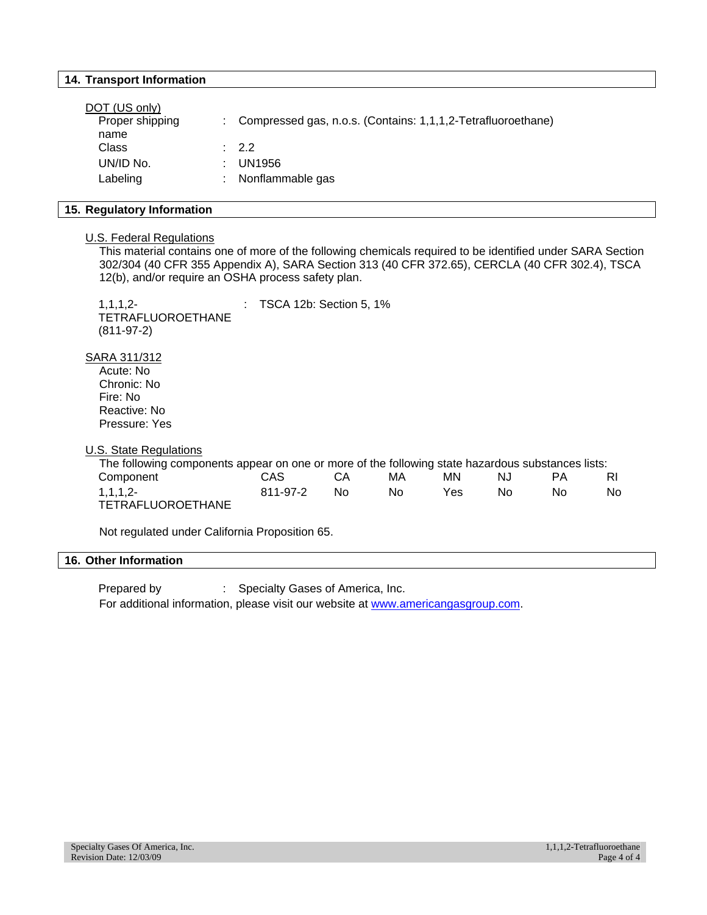## 14. Transport Information

DOT (US only)

| | | |
|---|---|---|
| Proper shipping name | : | Compressed gas, n.o.s. (Contains: 1,1,1,2-Tetrafluoroethane) |
| Class | : | 2.2 |
| UN/ID No. | : | UN1956 |
| Labeling | : | Nonflammable gas |

## 15. Regulatory Information

U.S. Federal Regulations

This material contains one of more of the following chemicals required to be identified under SARA Section 302/304 (40 CFR 355 Appendix A), SARA Section 313 (40 CFR 372.65), CERCLA (40 CFR 302.4), TSCA 12(b), and/or require an OSHA process safety plan.

| | | |
|---|---|---|
| 1,1,1,2-TETRAFLUOROETHANE (811-97-2) | : | TSCA 12b: Section 5, 1% |

SARA 311/312

Acute: No
Chronic: No
Fire: No
Reactive: No
Pressure: Yes

U.S. State Regulations

The following components appear on one or more of the following state hazardous substances lists:

| Component | CAS | CA | MA | MN | NJ | PA | RI |
|---|---|---|---|---|---|---|---|
| 1,1,1,2-TETRAFLUOROETHANE | 811-97-2 | No | No | Yes | No | No | No |

Not regulated under California Proposition 65.

## 16. Other Information

Prepared by : Specialty Gases of America, Inc.

For additional information, please visit our website at www.americangasgroup.com.